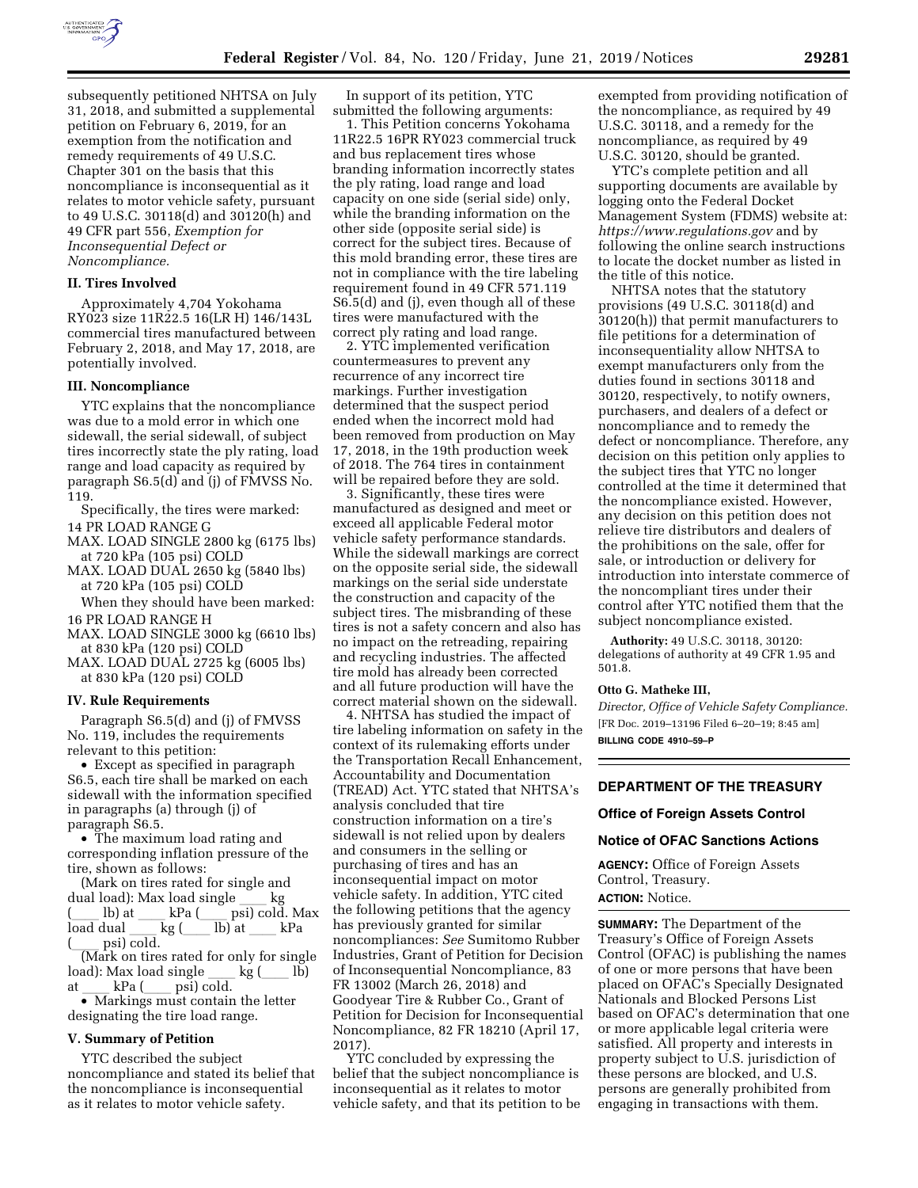subsequently petitioned NHTSA on July 31, 2018, and submitted a supplemental petition on February 6, 2019, for an exemption from the notification and remedy requirements of 49 U.S.C. Chapter 301 on the basis that this noncompliance is inconsequential as it relates to motor vehicle safety, pursuant to 49 U.S.C. 30118(d) and 30120(h) and 49 CFR part 556, *Exemption for Inconsequential Defect or Noncompliance.*

### II. Tires Involved

Approximately 4,704 Yokohama RY023 size 11R22.5 16(LR H) 146/143L commercial tires manufactured between February 2, 2018, and May 17, 2018, are potentially involved.

### III. Noncompliance

YTC explains that the noncompliance was due to a mold error in which one sidewall, the serial sidewall, of subject tires incorrectly state the ply rating, load range and load capacity as required by paragraph S6.5(d) and (j) of FMVSS No. 119.

Specifically, the tires were marked:

14 PR LOAD RANGE G
MAX. LOAD SINGLE 2800 kg (6175 lbs) at 720 kPa (105 psi) COLD
MAX. LOAD DUAL 2650 kg (5840 lbs) at 720 kPa (105 psi) COLD

When they should have been marked:

16 PR LOAD RANGE H
MAX. LOAD SINGLE 3000 kg (6610 lbs) at 830 kPa (120 psi) COLD
MAX. LOAD DUAL 2725 kg (6005 lbs) at 830 kPa (120 psi) COLD

### IV. Rule Requirements

Paragraph S6.5(d) and (j) of FMVSS No. 119, includes the requirements relevant to this petition:

- Except as specified in paragraph S6.5, each tire shall be marked on each sidewall with the information specified in paragraphs (a) through (j) of paragraph S6.5.
- The maximum load rating and corresponding inflation pressure of the tire, shown as follows:

(Mark on tires rated for single and dual load): Max load single \_\_\_\_ kg (\_\_\_\_ lb) at \_\_\_\_ kPa (\_\_\_\_ psi) cold. Max load dual \_\_\_\_ kg (\_\_\_\_ lb) at \_\_\_\_ kPa (\_\_\_\_ psi) cold.

(Mark on tires rated for only for single load): Max load single \_\_\_\_ kg (\_\_\_\_ lb) at \_\_\_\_ kPa (\_\_\_\_ psi) cold.

- Markings must contain the letter designating the tire load range.

### V. Summary of Petition

YTC described the subject noncompliance and stated its belief that the noncompliance is inconsequential as it relates to motor vehicle safety.

In support of its petition, YTC submitted the following arguments:

1. This Petition concerns Yokohama 11R22.5 16PR RY023 commercial truck and bus replacement tires whose branding information incorrectly states the ply rating, load range and load capacity on one side (serial side) only, while the branding information on the other side (opposite serial side) is correct for the subject tires. Because of this mold branding error, these tires are not in compliance with the tire labeling requirement found in 49 CFR 571.119 S6.5(d) and (j), even though all of these tires were manufactured with the correct ply rating and load range.
2. YTC implemented verification countermeasures to prevent any recurrence of any incorrect tire markings. Further investigation determined that the suspect period ended when the incorrect mold had been removed from production on May 17, 2018, in the 19th production week of 2018. The 764 tires in containment will be repaired before they are sold.
3. Significantly, these tires were manufactured as designed and meet or exceed all applicable Federal motor vehicle safety performance standards. While the sidewall markings are correct on the opposite serial side, the sidewall markings on the serial side understate the construction and capacity of the subject tires. The misbranding of these tires is not a safety concern and also has no impact on the retreading, repairing and recycling industries. The affected tire mold has already been corrected and all future production will have the correct material shown on the sidewall.
4. NHTSA has studied the impact of tire labeling information on safety in the context of its rulemaking efforts under the Transportation Recall Enhancement, Accountability and Documentation (TREAD) Act. YTC stated that NHTSA's analysis concluded that tire construction information on a tire's sidewall is not relied upon by dealers and consumers in the selling or purchasing of tires and has an inconsequential impact on motor vehicle safety. In addition, YTC cited the following petitions that the agency has previously granted for similar noncompliances: *See* Sumitomo Rubber Industries, Grant of Petition for Decision of Inconsequential Noncompliance, 83 FR 13002 (March 26, 2018) and Goodyear Tire & Rubber Co., Grant of Petition for Decision for Inconsequential Noncompliance, 82 FR 18210 (April 17, 2017).

YTC concluded by expressing the belief that the subject noncompliance is inconsequential as it relates to motor vehicle safety, and that its petition to be exempted from providing notification of the noncompliance, as required by 49 U.S.C. 30118, and a remedy for the noncompliance, as required by 49 U.S.C. 30120, should be granted.

YTC's complete petition and all supporting documents are available by logging onto the Federal Docket Management System (FDMS) website at: *https://www.regulations.gov* and by following the online search instructions to locate the docket number as listed in the title of this notice.

NHTSA notes that the statutory provisions (49 U.S.C. 30118(d) and 30120(h)) that permit manufacturers to file petitions for a determination of inconsequentiality allow NHTSA to exempt manufacturers only from the duties found in sections 30118 and 30120, respectively, to notify owners, purchasers, and dealers of a defect or noncompliance and to remedy the defect or noncompliance. Therefore, any decision on this petition only applies to the subject tires that YTC no longer controlled at the time it determined that the noncompliance existed. However, any decision on this petition does not relieve tire distributors and dealers of the prohibitions on the sale, offer for sale, or introduction or delivery for introduction into interstate commerce of the noncompliant tires under their control after YTC notified them that the subject noncompliance existed.

**Authority:** 49 U.S.C. 30118, 30120: delegations of authority at 49 CFR 1.95 and 501.8.

**Otto G. Matheke III,**

*Director, Office of Vehicle Safety Compliance.*

[FR Doc. 2019–13196 Filed 6–20–19; 8:45 am]

**BILLING CODE 4910–59–P**

---

## DEPARTMENT OF THE TREASURY

### Office of Foreign Assets Control

### Notice of OFAC Sanctions Actions

**AGENCY:** Office of Foreign Assets Control, Treasury.

**ACTION:** Notice.

**SUMMARY:** The Department of the Treasury's Office of Foreign Assets Control (OFAC) is publishing the names of one or more persons that have been placed on OFAC's Specially Designated Nationals and Blocked Persons List based on OFAC's determination that one or more applicable legal criteria were satisfied. All property and interests in property subject to U.S. jurisdiction of these persons are blocked, and U.S. persons are generally prohibited from engaging in transactions with them.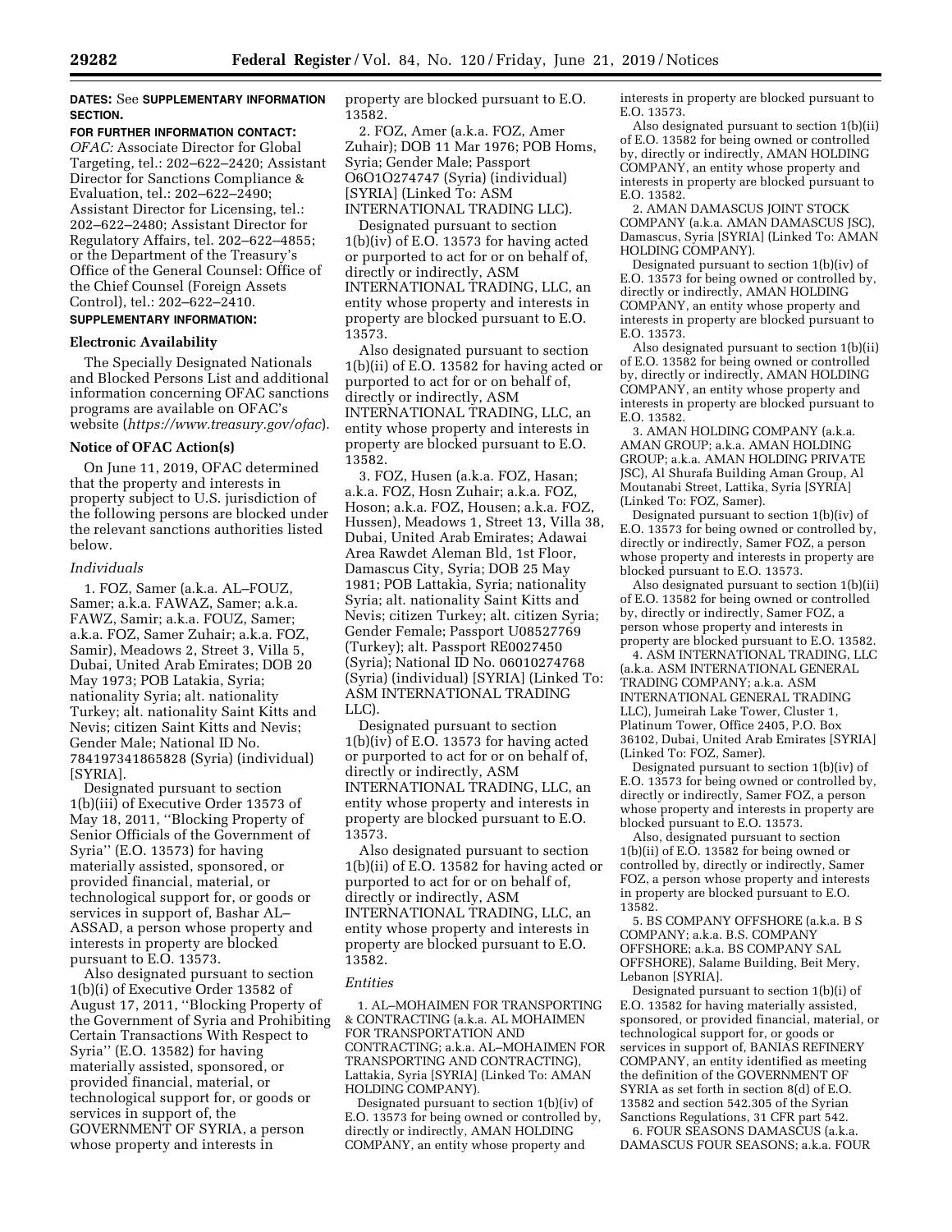**DATES:** See **SUPPLEMENTARY INFORMATION SECTION.**

**FOR FURTHER INFORMATION CONTACT:** *OFAC:* Associate Director for Global Targeting, tel.: 202–622–2420; Assistant Director for Sanctions Compliance & Evaluation, tel.: 202–622–2490; Assistant Director for Licensing, tel.: 202–622–2480; Assistant Director for Regulatory Affairs, tel. 202–622–4855; or the Department of the Treasury's Office of the General Counsel: Office of the Chief Counsel (Foreign Assets Control), tel.: 202–622–2410.

**SUPPLEMENTARY INFORMATION:**

## Electronic Availability

The Specially Designated Nationals and Blocked Persons List and additional information concerning OFAC sanctions programs are available on OFAC's website (*https://www.treasury.gov/ofac*).

## Notice of OFAC Action(s)

On June 11, 2019, OFAC determined that the property and interests in property subject to U.S. jurisdiction of the following persons are blocked under the relevant sanctions authorities listed below.

### *Individuals*

1. FOZ, Samer (a.k.a. AL–FOUZ, Samer; a.k.a. FAWAZ, Samer; a.k.a. FAWZ, Samir; a.k.a. FOUZ, Samer; a.k.a. FOZ, Samer Zuhair; a.k.a. FOZ, Samir), Meadows 2, Street 3, Villa 5, Dubai, United Arab Emirates; DOB 20 May 1973; POB Latakia, Syria; nationality Syria; alt. nationality Turkey; alt. nationality Saint Kitts and Nevis; citizen Saint Kitts and Nevis; Gender Male; National ID No. 784197341865828 (Syria) (individual) [SYRIA].

Designated pursuant to section 1(b)(iii) of Executive Order 13573 of May 18, 2011, ''Blocking Property of Senior Officials of the Government of Syria'' (E.O. 13573) for having materially assisted, sponsored, or provided financial, material, or technological support for, or goods or services in support of, Bashar AL–ASSAD, a person whose property and interests in property are blocked pursuant to E.O. 13573.

Also designated pursuant to section 1(b)(i) of Executive Order 13582 of August 17, 2011, ''Blocking Property of the Government of Syria and Prohibiting Certain Transactions With Respect to Syria'' (E.O. 13582) for having materially assisted, sponsored, or provided financial, material, or technological support for, or goods or services in support of, the GOVERNMENT OF SYRIA, a person whose property and interests in property are blocked pursuant to E.O. 13582.

2. FOZ, Amer (a.k.a. FOZ, Amer Zuhair); DOB 11 Mar 1976; POB Homs, Syria; Gender Male; Passport O6O1O274747 (Syria) (individual) [SYRIA] (Linked To: ASM INTERNATIONAL TRADING LLC).

Designated pursuant to section 1(b)(iv) of E.O. 13573 for having acted or purported to act for or on behalf of, directly or indirectly, ASM INTERNATIONAL TRADING, LLC, an entity whose property and interests in property are blocked pursuant to E.O. 13573.

Also designated pursuant to section 1(b)(ii) of E.O. 13582 for having acted or purported to act for or on behalf of, directly or indirectly, ASM INTERNATIONAL TRADING, LLC, an entity whose property and interests in property are blocked pursuant to E.O. 13582.

3. FOZ, Husen (a.k.a. FOZ, Hasan; a.k.a. FOZ, Hosn Zuhair; a.k.a. FOZ, Hoson; a.k.a. FOZ, Housen; a.k.a. FOZ, Hussen), Meadows 1, Street 13, Villa 38, Dubai, United Arab Emirates; Adawai Area Rawdet Aleman Bld, 1st Floor, Damascus City, Syria; DOB 25 May 1981; POB Lattakia, Syria; nationality Syria; alt. nationality Saint Kitts and Nevis; citizen Turkey; alt. citizen Syria; Gender Female; Passport U08527769 (Turkey); alt. Passport RE0027450 (Syria); National ID No. 06010274768 (Syria) (individual) [SYRIA] (Linked To: ASM INTERNATIONAL TRADING LLC).

Designated pursuant to section 1(b)(iv) of E.O. 13573 for having acted or purported to act for or on behalf of, directly or indirectly, ASM INTERNATIONAL TRADING, LLC, an entity whose property and interests in property are blocked pursuant to E.O. 13573.

Also designated pursuant to section 1(b)(ii) of E.O. 13582 for having acted or purported to act for or on behalf of, directly or indirectly, ASM INTERNATIONAL TRADING, LLC, an entity whose property and interests in property are blocked pursuant to E.O. 13582.

### *Entities*

1. AL–MOHAIMEN FOR TRANSPORTING & CONTRACTING (a.k.a. AL MOHAIMEN FOR TRANSPORTATION AND CONTRACTING; a.k.a. AL–MOHAIMEN FOR TRANSPORTING AND CONTRACTING), Lattakia, Syria [SYRIA] (Linked To: AMAN HOLDING COMPANY).

Designated pursuant to section 1(b)(iv) of E.O. 13573 for being owned or controlled by, directly or indirectly, AMAN HOLDING COMPANY, an entity whose property and interests in property are blocked pursuant to E.O. 13573.

Also designated pursuant to section 1(b)(ii) of E.O. 13582 for being owned or controlled by, directly or indirectly, AMAN HOLDING COMPANY, an entity whose property and interests in property are blocked pursuant to E.O. 13582.

2. AMAN DAMASCUS JOINT STOCK COMPANY (a.k.a. AMAN DAMASCUS JSC), Damascus, Syria [SYRIA] (Linked To: AMAN HOLDING COMPANY).

Designated pursuant to section 1(b)(iv) of E.O. 13573 for being owned or controlled by, directly or indirectly, AMAN HOLDING COMPANY, an entity whose property and interests in property are blocked pursuant to E.O. 13573.

Also designated pursuant to section 1(b)(ii) of E.O. 13582 for being owned or controlled by, directly or indirectly, AMAN HOLDING COMPANY, an entity whose property and interests in property are blocked pursuant to E.O. 13582.

3. AMAN HOLDING COMPANY (a.k.a. AMAN GROUP; a.k.a. AMAN HOLDING GROUP; a.k.a. AMAN HOLDING PRIVATE JSC), Al Shurafa Building Aman Group, Al Moutanabi Street, Lattika, Syria [SYRIA] (Linked To: FOZ, Samer).

Designated pursuant to section 1(b)(iv) of E.O. 13573 for being owned or controlled by, directly or indirectly, Samer FOZ, a person whose property and interests in property are blocked pursuant to E.O. 13573.

Also designated pursuant to section 1(b)(ii) of E.O. 13582 for being owned or controlled by, directly or indirectly, Samer FOZ, a person whose property and interests in property are blocked pursuant to E.O. 13582.

4. ASM INTERNATIONAL TRADING, LLC (a.k.a. ASM INTERNATIONAL GENERAL TRADING COMPANY; a.k.a. ASM INTERNATIONAL GENERAL TRADING LLC), Jumeirah Lake Tower, Cluster 1, Platinum Tower, Office 2405, P.O. Box 36102, Dubai, United Arab Emirates [SYRIA] (Linked To: FOZ, Samer).

Designated pursuant to section 1(b)(iv) of E.O. 13573 for being owned or controlled by, directly or indirectly, Samer FOZ, a person whose property and interests in property are blocked pursuant to E.O. 13573.

Also, designated pursuant to section 1(b)(ii) of E.O. 13582 for being owned or controlled by, directly or indirectly, Samer FOZ, a person whose property and interests in property are blocked pursuant to E.O. 13582.

5. BS COMPANY OFFSHORE (a.k.a. B S COMPANY; a.k.a. B.S. COMPANY OFFSHORE; a.k.a. BS COMPANY SAL OFFSHORE), Salame Building, Beit Mery, Lebanon [SYRIA].

Designated pursuant to section 1(b)(i) of E.O. 13582 for having materially assisted, sponsored, or provided financial, material, or technological support for, or goods or services in support of, BANIAS REFINERY COMPANY, an entity identified as meeting the definition of the GOVERNMENT OF SYRIA as set forth in section 8(d) of E.O. 13582 and section 542.305 of the Syrian Sanctions Regulations, 31 CFR part 542.

6. FOUR SEASONS DAMASCUS (a.k.a. DAMASCUS FOUR SEASONS; a.k.a. FOUR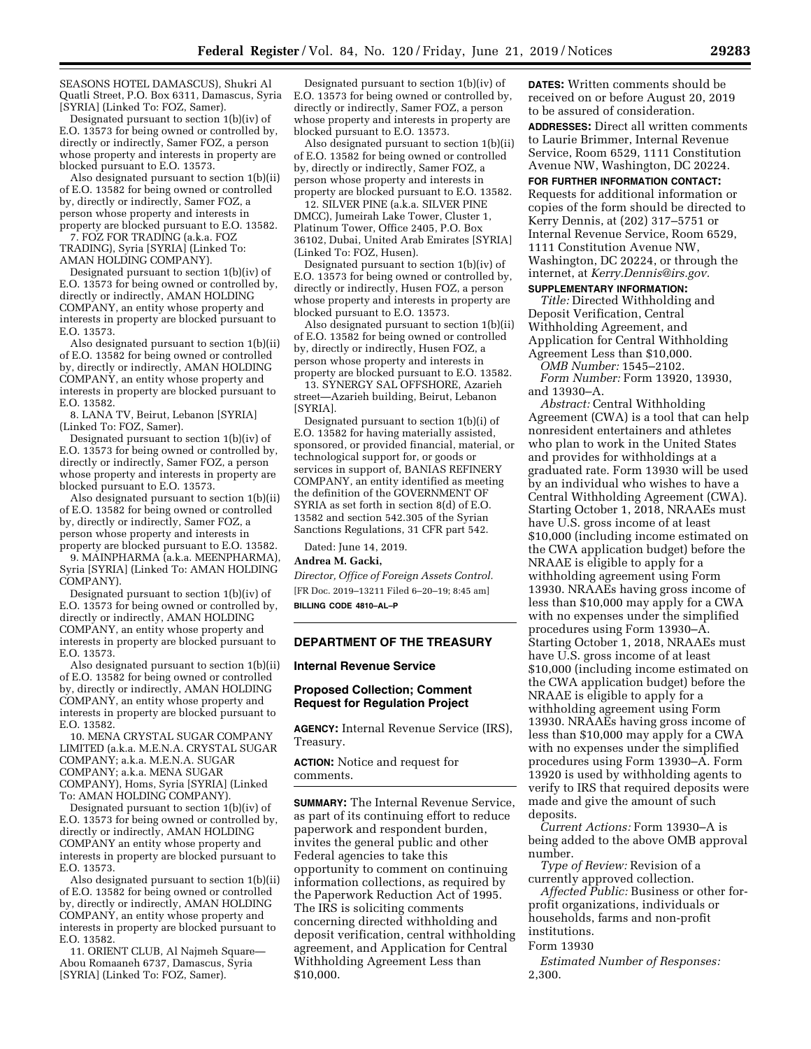SEASONS HOTEL DAMASCUS), Shukri Al Quatli Street, P.O. Box 6311, Damascus, Syria [SYRIA] (Linked To: FOZ, Samer).

Designated pursuant to section 1(b)(iv) of E.O. 13573 for being owned or controlled by, directly or indirectly, Samer FOZ, a person whose property and interests in property are blocked pursuant to E.O. 13573.

Also designated pursuant to section 1(b)(ii) of E.O. 13582 for being owned or controlled by, directly or indirectly, Samer FOZ, a person whose property and interests in property are blocked pursuant to E.O. 13582.

7. FOZ FOR TRADING (a.k.a. FOZ TRADING), Syria [SYRIA] (Linked To: AMAN HOLDING COMPANY).

Designated pursuant to section 1(b)(iv) of E.O. 13573 for being owned or controlled by, directly or indirectly, AMAN HOLDING COMPANY, an entity whose property and interests in property are blocked pursuant to E.O. 13573.

Also designated pursuant to section 1(b)(ii) of E.O. 13582 for being owned or controlled by, directly or indirectly, AMAN HOLDING COMPANY, an entity whose property and interests in property are blocked pursuant to E.O. 13582.

8. LANA TV, Beirut, Lebanon [SYRIA] (Linked To: FOZ, Samer).

Designated pursuant to section 1(b)(iv) of E.O. 13573 for being owned or controlled by, directly or indirectly, Samer FOZ, a person whose property and interests in property are blocked pursuant to E.O. 13573.

Also designated pursuant to section 1(b)(ii) of E.O. 13582 for being owned or controlled by, directly or indirectly, Samer FOZ, a person whose property and interests in property are blocked pursuant to E.O. 13582.

9. MAINPHARMA (a.k.a. MEENPHARMA), Syria [SYRIA] (Linked To: AMAN HOLDING COMPANY).

Designated pursuant to section 1(b)(iv) of E.O. 13573 for being owned or controlled by, directly or indirectly, AMAN HOLDING COMPANY, an entity whose property and interests in property are blocked pursuant to E.O. 13573.

Also designated pursuant to section 1(b)(ii) of E.O. 13582 for being owned or controlled by, directly or indirectly, AMAN HOLDING COMPANY, an entity whose property and interests in property are blocked pursuant to E.O. 13582.

10. MENA CRYSTAL SUGAR COMPANY LIMITED (a.k.a. M.E.N.A. CRYSTAL SUGAR COMPANY; a.k.a. M.E.N.A. SUGAR COMPANY; a.k.a. MENA SUGAR COMPANY), Homs, Syria [SYRIA] (Linked To: AMAN HOLDING COMPANY).

Designated pursuant to section 1(b)(iv) of E.O. 13573 for being owned or controlled by, directly or indirectly, AMAN HOLDING COMPANY an entity whose property and interests in property are blocked pursuant to E.O. 13573.

Also designated pursuant to section 1(b)(ii) of E.O. 13582 for being owned or controlled by, directly or indirectly, AMAN HOLDING COMPANY, an entity whose property and interests in property are blocked pursuant to E.O. 13582.

11. ORIENT CLUB, Al Najmeh Square—Abou Romaaneh 6737, Damascus, Syria [SYRIA] (Linked To: FOZ, Samer).

Designated pursuant to section 1(b)(iv) of E.O. 13573 for being owned or controlled by, directly or indirectly, Samer FOZ, a person whose property and interests in property are blocked pursuant to E.O. 13573.

Also designated pursuant to section 1(b)(ii) of E.O. 13582 for being owned or controlled by, directly or indirectly, Samer FOZ, a person whose property and interests in property are blocked pursuant to E.O. 13582.

12. SILVER PINE (a.k.a. SILVER PINE DMCC), Jumeirah Lake Tower, Cluster 1, Platinum Tower, Office 2405, P.O. Box 36102, Dubai, United Arab Emirates [SYRIA] (Linked To: FOZ, Husen).

Designated pursuant to section 1(b)(iv) of E.O. 13573 for being owned or controlled by, directly or indirectly, Husen FOZ, a person whose property and interests in property are blocked pursuant to E.O. 13573.

Also designated pursuant to section 1(b)(ii) of E.O. 13582 for being owned or controlled by, directly or indirectly, Husen FOZ, a person whose property and interests in property are blocked pursuant to E.O. 13582.

13. SYNERGY SAL OFFSHORE, Azarieh street—Azarieh building, Beirut, Lebanon [SYRIA].

Designated pursuant to section 1(b)(i) of E.O. 13582 for having materially assisted, sponsored, or provided financial, material, or technological support for, or goods or services in support of, BANIAS REFINERY COMPANY, an entity identified as meeting the definition of the GOVERNMENT OF SYRIA as set forth in section 8(d) of E.O. 13582 and section 542.305 of the Syrian Sanctions Regulations, 31 CFR part 542.

Dated: June 14, 2019.

**Andrea M. Gacki,**

*Director, Office of Foreign Assets Control.*

[FR Doc. 2019–13211 Filed 6–20–19; 8:45 am]

**BILLING CODE 4810–AL–P**

## DEPARTMENT OF THE TREASURY

### Internal Revenue Service

### Proposed Collection; Comment Request for Regulation Project

**AGENCY:** Internal Revenue Service (IRS), Treasury.

**ACTION:** Notice and request for comments.

**SUMMARY:** The Internal Revenue Service, as part of its continuing effort to reduce paperwork and respondent burden, invites the general public and other Federal agencies to take this opportunity to comment on continuing information collections, as required by the Paperwork Reduction Act of 1995. The IRS is soliciting comments concerning directed withholding and deposit verification, central withholding agreement, and Application for Central Withholding Agreement Less than $10,000.

**DATES:** Written comments should be received on or before August 20, 2019 to be assured of consideration.

**ADDRESSES:** Direct all written comments to Laurie Brimmer, Internal Revenue Service, Room 6529, 1111 Constitution Avenue NW, Washington, DC 20224.

**FOR FURTHER INFORMATION CONTACT:** Requests for additional information or copies of the form should be directed to Kerry Dennis, at (202) 317–5751 or Internal Revenue Service, Room 6529, 1111 Constitution Avenue NW, Washington, DC 20224, or through the internet, at *Kerry.Dennis@irs.gov.*

**SUPPLEMENTARY INFORMATION:**

*Title:* Directed Withholding and Deposit Verification, Central Withholding Agreement, and Application for Central Withholding Agreement Less than $10,000.

*OMB Number:* 1545–2102.

*Form Number:* Form 13920, 13930, and 13930–A.

*Abstract:* Central Withholding Agreement (CWA) is a tool that can help nonresident entertainers and athletes who plan to work in the United States and provides for withholdings at a graduated rate. Form 13930 will be used by an individual who wishes to have a Central Withholding Agreement (CWA). Starting October 1, 2018, NRAAEs must have U.S. gross income of at least $10,000 (including income estimated on the CWA application budget) before the NRAAE is eligible to apply for a withholding agreement using Form 13930. NRAAEs having gross income of less than $10,000 may apply for a CWA with no expenses under the simplified procedures using Form 13930–A. Starting October 1, 2018, NRAAEs must have U.S. gross income of at least $10,000 (including income estimated on the CWA application budget) before the NRAAE is eligible to apply for a withholding agreement using Form 13930. NRAAEs having gross income of less than $10,000 may apply for a CWA with no expenses under the simplified procedures using Form 13930–A. Form 13920 is used by withholding agents to verify to IRS that required deposits were made and give the amount of such deposits.

*Current Actions:* Form 13930–A is being added to the above OMB approval number.

*Type of Review:* Revision of a currently approved collection.

*Affected Public:* Business or other for-profit organizations, individuals or households, farms and non-profit institutions.

Form 13930

*Estimated Number of Responses:* 2,300.